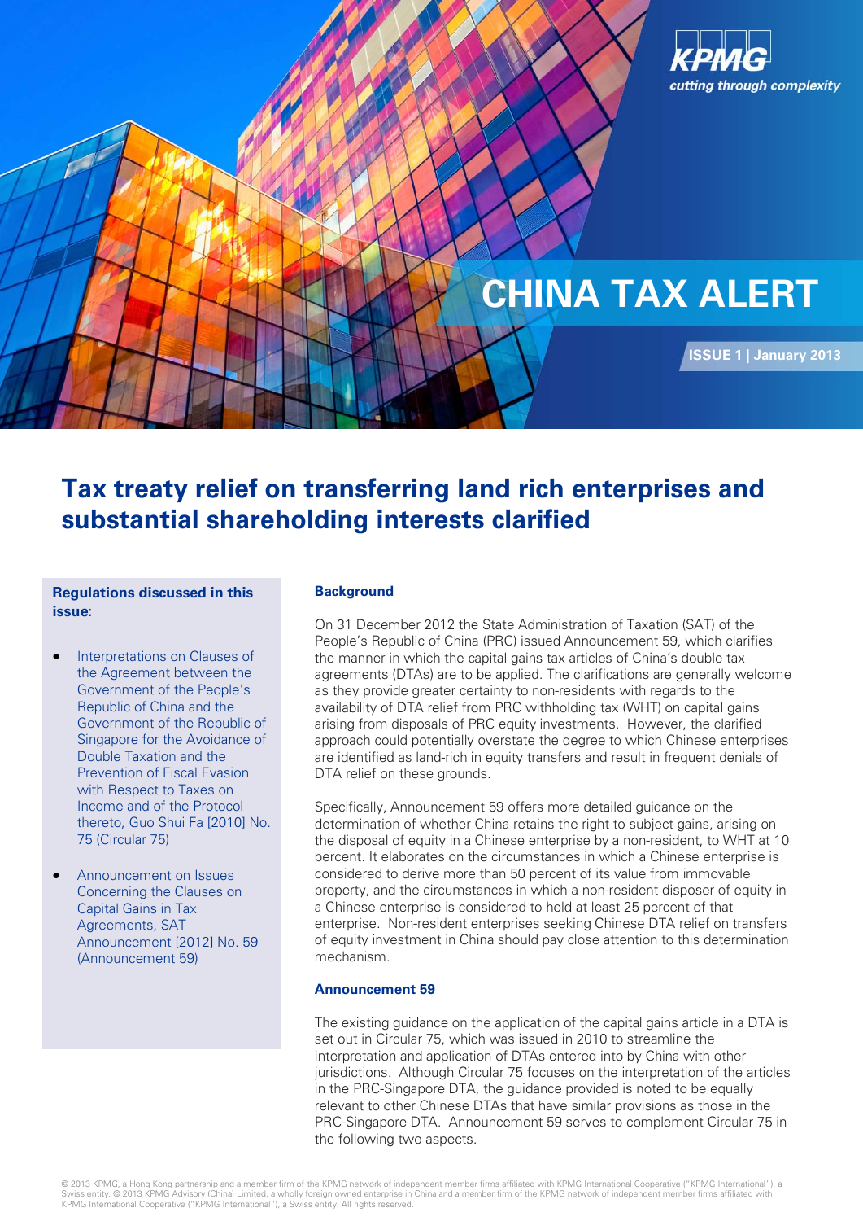KPMG

*cutting through complexity*

# CHINA TAX ALERT

**ISSUE 1 | January 2013**

## Tax treaty relief on transferring land rich enterprises and substantial shareholding interests clarified

**Regulations discussed in this issue:**

- Interpretations on Clauses of the Agreement between the Government of the People's Republic of China and the Government of the Republic of Singapore for the Avoidance of Double Taxation and the Prevention of Fiscal Evasion with Respect to Taxes on Income and of the Protocol thereto, Guo Shui Fa [2010] No. 75 (Circular 75)
- Announcement on Issues Concerning the Clauses on Capital Gains in Tax Agreements, SAT Announcement [2012] No. 59 (Announcement 59)

### Background

On 31 December 2012 the State Administration of Taxation (SAT) of the People's Republic of China (PRC) issued Announcement 59, which clarifies the manner in which the capital gains tax articles of China's double tax agreements (DTAs) are to be applied. The clarifications are generally welcome as they provide greater certainty to non-residents with regards to the availability of DTA relief from PRC withholding tax (WHT) on capital gains arising from disposals of PRC equity investments. However, the clarified approach could potentially overstate the degree to which Chinese enterprises are identified as land-rich in equity transfers and result in frequent denials of DTA relief on these grounds.

Specifically, Announcement 59 offers more detailed guidance on the determination of whether China retains the right to subject gains, arising on the disposal of equity in a Chinese enterprise by a non-resident, to WHT at 10 percent. It elaborates on the circumstances in which a Chinese enterprise is considered to derive more than 50 percent of its value from immovable property, and the circumstances in which a non-resident disposer of equity in a Chinese enterprise is considered to hold at least 25 percent of that enterprise. Non-resident enterprises seeking Chinese DTA relief on transfers of equity investment in China should pay close attention to this determination mechanism.

### Announcement 59

The existing guidance on the application of the capital gains article in a DTA is set out in Circular 75, which was issued in 2010 to streamline the interpretation and application of DTAs entered into by China with other jurisdictions. Although Circular 75 focuses on the interpretation of the articles in the PRC-Singapore DTA, the guidance provided is noted to be equally relevant to other Chinese DTAs that have similar provisions as those in the PRC-Singapore DTA. Announcement 59 serves to complement Circular 75 in the following two aspects.

© 2013 KPMG, a Hong Kong partnership and a member firm of the KPMG network of independent member firms affiliated with KPMG International Cooperative ("KPMG International"), a Swiss entity. © 2013 KPMG Advisory (China) Limited, a wholly foreign owned enterprise in China and a member firm of the KPMG network of independent member firms affiliated with KPMG International Cooperative ("KPMG International"), a Swiss entity. All rights reserved.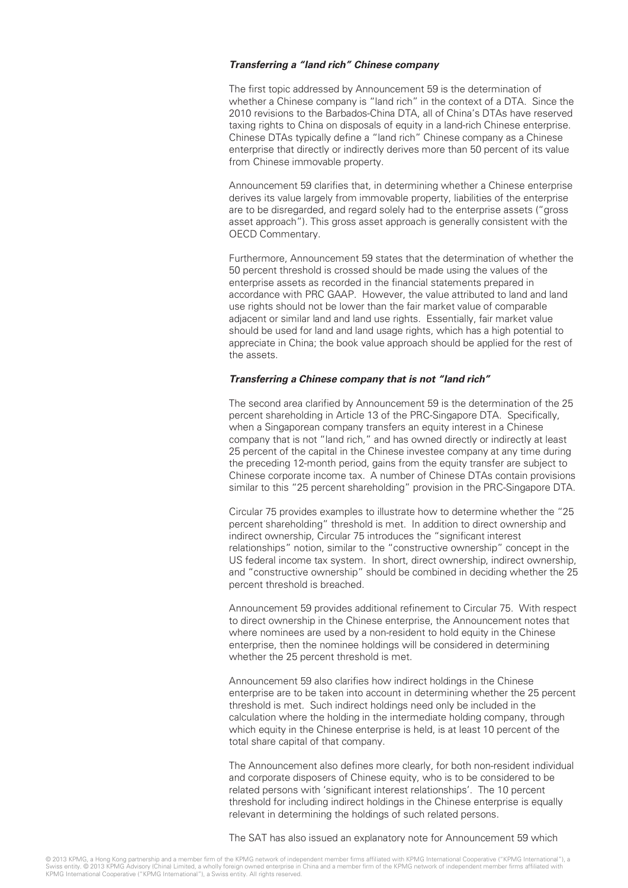***Transferring a "land rich" Chinese company***

The first topic addressed by Announcement 59 is the determination of whether a Chinese company is "land rich" in the context of a DTA. Since the 2010 revisions to the Barbados-China DTA, all of China's DTAs have reserved taxing rights to China on disposals of equity in a land-rich Chinese enterprise. Chinese DTAs typically define a "land rich" Chinese company as a Chinese enterprise that directly or indirectly derives more than 50 percent of its value from Chinese immovable property.

Announcement 59 clarifies that, in determining whether a Chinese enterprise derives its value largely from immovable property, liabilities of the enterprise are to be disregarded, and regard solely had to the enterprise assets ("gross asset approach"). This gross asset approach is generally consistent with the OECD Commentary.

Furthermore, Announcement 59 states that the determination of whether the 50 percent threshold is crossed should be made using the values of the enterprise assets as recorded in the financial statements prepared in accordance with PRC GAAP. However, the value attributed to land and land use rights should not be lower than the fair market value of comparable adjacent or similar land and land use rights. Essentially, fair market value should be used for land and land usage rights, which has a high potential to appreciate in China; the book value approach should be applied for the rest of the assets.

***Transferring a Chinese company that is not "land rich"***

The second area clarified by Announcement 59 is the determination of the 25 percent shareholding in Article 13 of the PRC-Singapore DTA. Specifically, when a Singaporean company transfers an equity interest in a Chinese company that is not "land rich," and has owned directly or indirectly at least 25 percent of the capital in the Chinese investee company at any time during the preceding 12-month period, gains from the equity transfer are subject to Chinese corporate income tax. A number of Chinese DTAs contain provisions similar to this "25 percent shareholding" provision in the PRC-Singapore DTA.

Circular 75 provides examples to illustrate how to determine whether the "25 percent shareholding" threshold is met. In addition to direct ownership and indirect ownership, Circular 75 introduces the "significant interest relationships" notion, similar to the "constructive ownership" concept in the US federal income tax system. In short, direct ownership, indirect ownership, and "constructive ownership" should be combined in deciding whether the 25 percent threshold is breached.

Announcement 59 provides additional refinement to Circular 75. With respect to direct ownership in the Chinese enterprise, the Announcement notes that where nominees are used by a non-resident to hold equity in the Chinese enterprise, then the nominee holdings will be considered in determining whether the 25 percent threshold is met.

Announcement 59 also clarifies how indirect holdings in the Chinese enterprise are to be taken into account in determining whether the 25 percent threshold is met. Such indirect holdings need only be included in the calculation where the holding in the intermediate holding company, through which equity in the Chinese enterprise is held, is at least 10 percent of the total share capital of that company.

The Announcement also defines more clearly, for both non-resident individual and corporate disposers of Chinese equity, who is to be considered to be related persons with 'significant interest relationships'. The 10 percent threshold for including indirect holdings in the Chinese enterprise is equally relevant in determining the holdings of such related persons.

The SAT has also issued an explanatory note for Announcement 59 which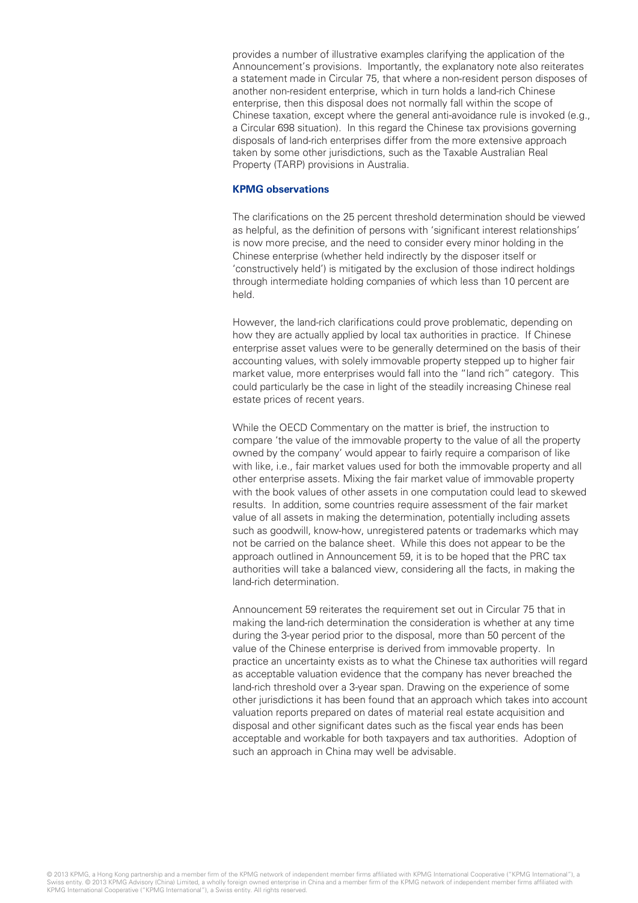provides a number of illustrative examples clarifying the application of the Announcement's provisions. Importantly, the explanatory note also reiterates a statement made in Circular 75, that where a non-resident person disposes of another non-resident enterprise, which in turn holds a land-rich Chinese enterprise, then this disposal does not normally fall within the scope of Chinese taxation, except where the general anti-avoidance rule is invoked (e.g., a Circular 698 situation). In this regard the Chinese tax provisions governing disposals of land-rich enterprises differ from the more extensive approach taken by some other jurisdictions, such as the Taxable Australian Real Property (TARP) provisions in Australia.

**KPMG observations**

The clarifications on the 25 percent threshold determination should be viewed as helpful, as the definition of persons with 'significant interest relationships' is now more precise, and the need to consider every minor holding in the Chinese enterprise (whether held indirectly by the disposer itself or 'constructively held') is mitigated by the exclusion of those indirect holdings through intermediate holding companies of which less than 10 percent are held.

However, the land-rich clarifications could prove problematic, depending on how they are actually applied by local tax authorities in practice. If Chinese enterprise asset values were to be generally determined on the basis of their accounting values, with solely immovable property stepped up to higher fair market value, more enterprises would fall into the "land rich" category. This could particularly be the case in light of the steadily increasing Chinese real estate prices of recent years.

While the OECD Commentary on the matter is brief, the instruction to compare 'the value of the immovable property to the value of all the property owned by the company' would appear to fairly require a comparison of like with like, i.e., fair market values used for both the immovable property and all other enterprise assets. Mixing the fair market value of immovable property with the book values of other assets in one computation could lead to skewed results. In addition, some countries require assessment of the fair market value of all assets in making the determination, potentially including assets such as goodwill, know-how, unregistered patents or trademarks which may not be carried on the balance sheet. While this does not appear to be the approach outlined in Announcement 59, it is to be hoped that the PRC tax authorities will take a balanced view, considering all the facts, in making the land-rich determination.

Announcement 59 reiterates the requirement set out in Circular 75 that in making the land-rich determination the consideration is whether at any time during the 3-year period prior to the disposal, more than 50 percent of the value of the Chinese enterprise is derived from immovable property. In practice an uncertainty exists as to what the Chinese tax authorities will regard as acceptable valuation evidence that the company has never breached the land-rich threshold over a 3-year span. Drawing on the experience of some other jurisdictions it has been found that an approach which takes into account valuation reports prepared on dates of material real estate acquisition and disposal and other significant dates such as the fiscal year ends has been acceptable and workable for both taxpayers and tax authorities. Adoption of such an approach in China may well be advisable.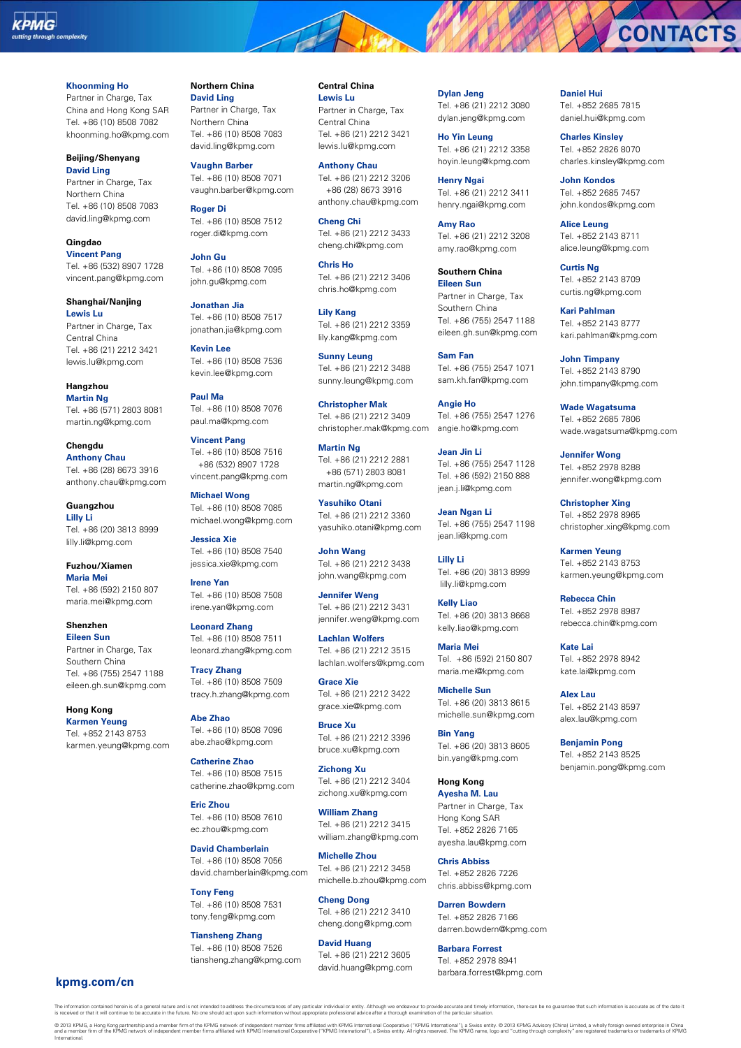# CONTACTS

**Khoonming Ho**
Partner in Charge, Tax
China and Hong Kong SAR
Tel. +86 (10) 8508 7082
khoonming.ho@kpmg.com

**Beijing/Shenyang**
**David Ling**
Partner in Charge, Tax
Northern China
Tel. +86 (10) 8508 7083
david.ling@kpmg.com

**Qingdao**
**Vincent Pang**
Tel. +86 (532) 8907 1728
vincent.pang@kpmg.com

**Shanghai/Nanjing**
**Lewis Lu**
Partner in Charge, Tax
Central China
Tel. +86 (21) 2212 3421
lewis.lu@kpmg.com

**Hangzhou**
**Martin Ng**
Tel. +86 (571) 2803 8081
martin.ng@kpmg.com

**Chengdu**
**Anthony Chau**
Tel. +86 (28) 8673 3916
anthony.chau@kpmg.com

**Guangzhou**
**Lilly Li**
Tel. +86 (20) 3813 8999
lilly.li@kpmg.com

**Fuzhou/Xiamen**
**Maria Mei**
Tel. +86 (592) 2150 807
maria.mei@kpmg.com

**Shenzhen**
**Eileen Sun**
Partner in Charge, Tax
Southern China
Tel. +86 (755) 2547 1188
eileen.gh.sun@kpmg.com

**Hong Kong**
**Karmen Yeung**
Tel. +852 2143 8753
karmen.yeung@kpmg.com

**Northern China**
**David Ling**
Partner in Charge, Tax
Northern China
Tel. +86 (10) 8508 7083
david.ling@kpmg.com

**Vaughn Barber**
Tel. +86 (10) 8508 7071
vaughn.barber@kpmg.com

**Roger Di**
Tel. +86 (10) 8508 7512
roger.di@kpmg.com

**John Gu**
Tel. +86 (10) 8508 7095
john.gu@kpmg.com

**Jonathan Jia**
Tel. +86 (10) 8508 7517
jonathan.jia@kpmg.com

**Kevin Lee**
Tel. +86 (10) 8508 7536
kevin.lee@kpmg.com

**Paul Ma**
Tel. +86 (10) 8508 7076
paul.ma@kpmg.com

**Vincent Pang**
Tel. +86 (10) 8508 7516
+86 (532) 8907 1728
vincent.pang@kpmg.com

**Michael Wong**
Tel. +86 (10) 8508 7085
michael.wong@kpmg.com

**Jessica Xie**
Tel. +86 (10) 8508 7540
jessica.xie@kpmg.com

**Irene Yan**
Tel. +86 (10) 8508 7508
irene.yan@kpmg.com

**Leonard Zhang**
Tel. +86 (10) 8508 7511
leonard.zhang@kpmg.com

**Tracy Zhang**
Tel. +86 (10) 8508 7509
tracy.h.zhang@kpmg.com

**Abe Zhao**
Tel. +86 (10) 8508 7096
abe.zhao@kpmg.com

**Catherine Zhao**
Tel. +86 (10) 8508 7515
catherine.zhao@kpmg.com

**Eric Zhou**
Tel. +86 (10) 8508 7610
ec.zhou@kpmg.com

**David Chamberlain**
Tel. +86 (10) 8508 7056
david.chamberlain@kpmg.com

**Tony Feng**
Tel. +86 (10) 8508 7531
tony.feng@kpmg.com

**Tiansheng Zhang**
Tel. +86 (10) 8508 7526
tiansheng.zhang@kpmg.com

**Central China**
**Lewis Lu**
Partner in Charge, Tax
Central China
Tel. +86 (21) 2212 3421
lewis.lu@kpmg.com

**Anthony Chau**
Tel. +86 (21) 2212 3206
+86 (28) 8673 3916
anthony.chau@kpmg.com

**Cheng Chi**
Tel. +86 (21) 2212 3433
cheng.chi@kpmg.com

**Chris Ho**
Tel. +86 (21) 2212 3406
chris.ho@kpmg.com

**Lily Kang**
Tel. +86 (21) 2212 3359
lily.kang@kpmg.com

**Sunny Leung**
Tel. +86 (21) 2212 3488
sunny.leung@kpmg.com

**Christopher Mak**
Tel. +86 (21) 2212 3409
christopher.mak@kpmg.com

**Martin Ng**
Tel. +86 (21) 2212 2881
+86 (571) 2803 8081
martin.ng@kpmg.com

**Yasuhiko Otani**
Tel. +86 (21) 2212 3360
yasuhiko.otani@kpmg.com

**John Wang**
Tel. +86 (21) 2212 3438
john.wang@kpmg.com

**Jennifer Weng**
Tel. +86 (21) 2212 3431
jennifer.weng@kpmg.com

**Lachlan Wolfers**
Tel. +86 (21) 2212 3515
lachlan.wolfers@kpmg.com

**Grace Xie**
Tel. +86 (21) 2212 3422
grace.xie@kpmg.com

**Bruce Xu**
Tel. +86 (21) 2212 3396
bruce.xu@kpmg.com

**Zichong Xu**
Tel. +86 (21) 2212 3404
zichong.xu@kpmg.com

**William Zhang**
Tel. +86 (21) 2212 3415
william.zhang@kpmg.com

**Michelle Zhou**
Tel. +86 (21) 2212 3458
michelle.b.zhou@kpmg.com

**Cheng Dong**
Tel. +86 (21) 2212 3410
cheng.dong@kpmg.com

**David Huang**
Tel. +86 (21) 2212 3605
david.huang@kpmg.com

**Dylan Jeng**
Tel. +86 (21) 2212 3080
dylan.jeng@kpmg.com

**Ho Yin Leung**
Tel. +86 (21) 2212 3358
hoyin.leung@kpmg.com

**Henry Ngai**
Tel. +86 (21) 2212 3411
henry.ngai@kpmg.com

**Amy Rao**
Tel. +86 (21) 2212 3208
amy.rao@kpmg.com

**Southern China**
**Eileen Sun**
Partner in Charge, Tax
Southern China
Tel. +86 (755) 2547 1188
eileen.gh.sun@kpmg.com

**Sam Fan**
Tel. +86 (755) 2547 1071
sam.kh.fan@kpmg.com

**Angie Ho**
Tel. +86 (755) 2547 1276
angie.ho@kpmg.com

**Jean Jin Li**
Tel. +86 (755) 2547 1128
Tel. +86 (592) 2150 888
jean.j.li@kpmg.com

**Jean Ngan Li**
Tel. +86 (755) 2547 1198
jean.li@kpmg.com

**Lilly Li**
Tel. +86 (20) 3813 8999
lilly.li@kpmg.com

**Kelly Liao**
Tel. +86 (20) 3813 8668
kelly.liao@kpmg.com

**Maria Mei**
Tel. +86 (592) 2150 807
maria.mei@kpmg.com

**Michelle Sun**
Tel. +86 (20) 3813 8615
michelle.sun@kpmg.com

**Bin Yang**
Tel. +86 (20) 3813 8605
bin.yang@kpmg.com

**Hong Kong**
**Ayesha M. Lau**
Partner in Charge, Tax
Hong Kong SAR
Tel. +852 2826 7165
ayesha.lau@kpmg.com

**Chris Abbiss**
Tel. +852 2826 7226
chris.abbiss@kpmg.com

**Darren Bowdern**
Tel. +852 2826 7166
darren.bowdern@kpmg.com

**Barbara Forrest**
Tel. +852 2978 8941
barbara.forrest@kpmg.com

**Daniel Hui**
Tel. +852 2685 7815
daniel.hui@kpmg.com

**Charles Kinsley**
Tel. +852 2826 8070
charles.kinsley@kpmg.com

**John Kondos**
Tel. +852 2685 7457
john.kondos@kpmg.com

**Alice Leung**
Tel. +852 2143 8711
alice.leung@kpmg.com

**Curtis Ng**
Tel. +852 2143 8709
curtis.ng@kpmg.com

**Kari Pahlman**
Tel. +852 2143 8777
kari.pahlman@kpmg.com

**John Timpany**
Tel. +852 2143 8790
john.timpany@kpmg.com

**Wade Wagatsuma**
Tel. +852 2685 7806
wade.wagatsuma@kpmg.com

**Jennifer Wong**
Tel. +852 2978 8288
jennifer.wong@kpmg.com

**Christopher Xing**
Tel. +852 2978 8965
christopher.xing@kpmg.com

**Karmen Yeung**
Tel. +852 2143 8753
karmen.yeung@kpmg.com

**Rebecca Chin**
Tel. +852 2978 8987
rebecca.chin@kpmg.com

**Kate Lai**
Tel. +852 2978 8942
kate.lai@kpmg.com

**Alex Lau**
Tel. +852 2143 8597
alex.lau@kpmg.com

**Benjamin Pong**
Tel. +852 2143 8525
benjamin.pong@kpmg.com

**kpmg.com/cn**

The information contained herein is of a general nature and is not intended to address the circumstances of any particular individual or entity. Although we endeavour to provide accurate and timely information, there can be no guarantee that such information is accurate as of the date it is received or that it will continue to be accurate in the future. No one should act upon such information without appropriate professional advice after a thorough examination of the particular situation.

© 2013 KPMG, a Hong Kong partnership and a member firm of the KPMG network of independent member firms affiliated with KPMG International Cooperative ("KPMG International"), a Swiss entity. © 2013 KPMG Advisory (China) Limited, a wholly foreign owned enterprise in China and a member firm of the KPMG network of independent member firms affiliated with KPMG International Cooperative ("KPMG International"), a Swiss entity. All rights reserved. The KPMG name, logo and "cutting through complexity" are registered trademarks or trademarks of KPMG International.